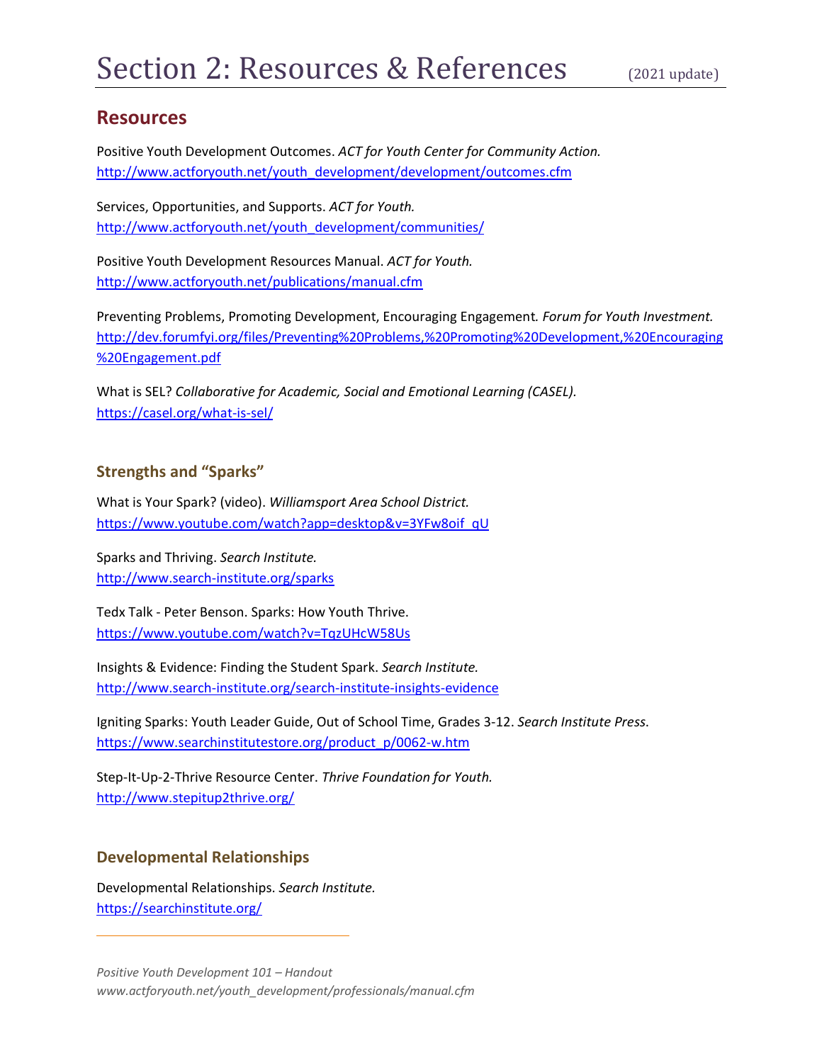# Section 2: Resources & References (2021 update)

## Resources

Positive Youth Development Outcomes. *ACT for Youth Center for Community Action.*
http://www.actforyouth.net/youth_development/development/outcomes.cfm

Services, Opportunities, and Supports. *ACT for Youth.*
http://www.actforyouth.net/youth_development/communities/

Positive Youth Development Resources Manual. *ACT for Youth.*
http://www.actforyouth.net/publications/manual.cfm

Preventing Problems, Promoting Development, Encouraging Engagement. *Forum for Youth Investment.*
http://dev.forumfyi.org/files/Preventing%20Problems,%20Promoting%20Development,%20Encouraging%20Engagement.pdf

What is SEL? *Collaborative for Academic, Social and Emotional Learning (CASEL).*
https://casel.org/what-is-sel/

### Strengths and "Sparks"

What is Your Spark? (video). *Williamsport Area School District.*
https://www.youtube.com/watch?app=desktop&v=3YFw8oif_qU

Sparks and Thriving. *Search Institute.*
http://www.search-institute.org/sparks

Tedx Talk - Peter Benson. Sparks: How Youth Thrive.
https://www.youtube.com/watch?v=TqzUHcW58Us

Insights & Evidence: Finding the Student Spark. *Search Institute.*
http://www.search-institute.org/search-institute-insights-evidence

Igniting Sparks: Youth Leader Guide, Out of School Time, Grades 3-12. *Search Institute Press.*
https://www.searchinstitutestore.org/product_p/0062-w.htm

Step-It-Up-2-Thrive Resource Center. *Thrive Foundation for Youth.*
http://www.stepitup2thrive.org/

### Developmental Relationships

Developmental Relationships. *Search Institute.*
https://searchinstitute.org/

*Positive Youth Development 101 – Handout*
*www.actforyouth.net/youth_development/professionals/manual.cfm*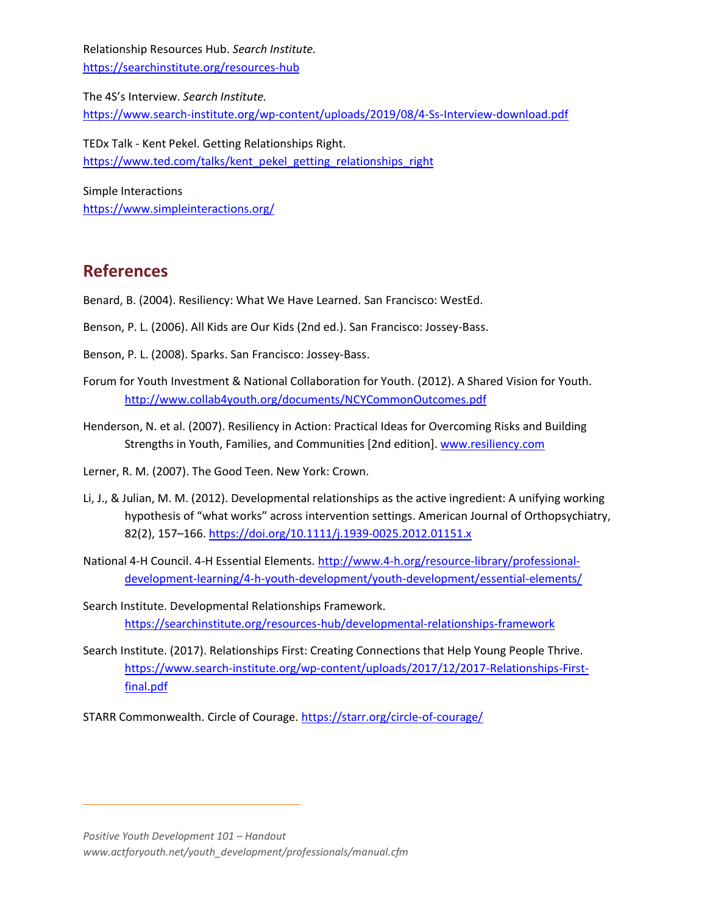Relationship Resources Hub. *Search Institute.*
https://searchinstitute.org/resources-hub

The 4S's Interview. *Search Institute.*
https://www.search-institute.org/wp-content/uploads/2019/08/4-Ss-Interview-download.pdf

TEDx Talk - Kent Pekel. Getting Relationships Right.
https://www.ted.com/talks/kent_pekel_getting_relationships_right

Simple Interactions
https://www.simpleinteractions.org/

## References

Benard, B. (2004). Resiliency: What We Have Learned. San Francisco: WestEd.

Benson, P. L. (2006). All Kids are Our Kids (2nd ed.). San Francisco: Jossey-Bass.

Benson, P. L. (2008). Sparks. San Francisco: Jossey-Bass.

Forum for Youth Investment & National Collaboration for Youth. (2012). A Shared Vision for Youth. http://www.collab4youth.org/documents/NCYCommonOutcomes.pdf

Henderson, N. et al. (2007). Resiliency in Action: Practical Ideas for Overcoming Risks and Building Strengths in Youth, Families, and Communities [2nd edition]. www.resiliency.com

Lerner, R. M. (2007). The Good Teen. New York: Crown.

Li, J., & Julian, M. M. (2012). Developmental relationships as the active ingredient: A unifying working hypothesis of "what works" across intervention settings. American Journal of Orthopsychiatry, 82(2), 157–166. https://doi.org/10.1111/j.1939-0025.2012.01151.x

National 4-H Council. 4-H Essential Elements. http://www.4-h.org/resource-library/professional-development-learning/4-h-youth-development/youth-development/essential-elements/

Search Institute. Developmental Relationships Framework. https://searchinstitute.org/resources-hub/developmental-relationships-framework

Search Institute. (2017). Relationships First: Creating Connections that Help Young People Thrive. https://www.search-institute.org/wp-content/uploads/2017/12/2017-Relationships-First-final.pdf

STARR Commonwealth. Circle of Courage. https://starr.org/circle-of-courage/